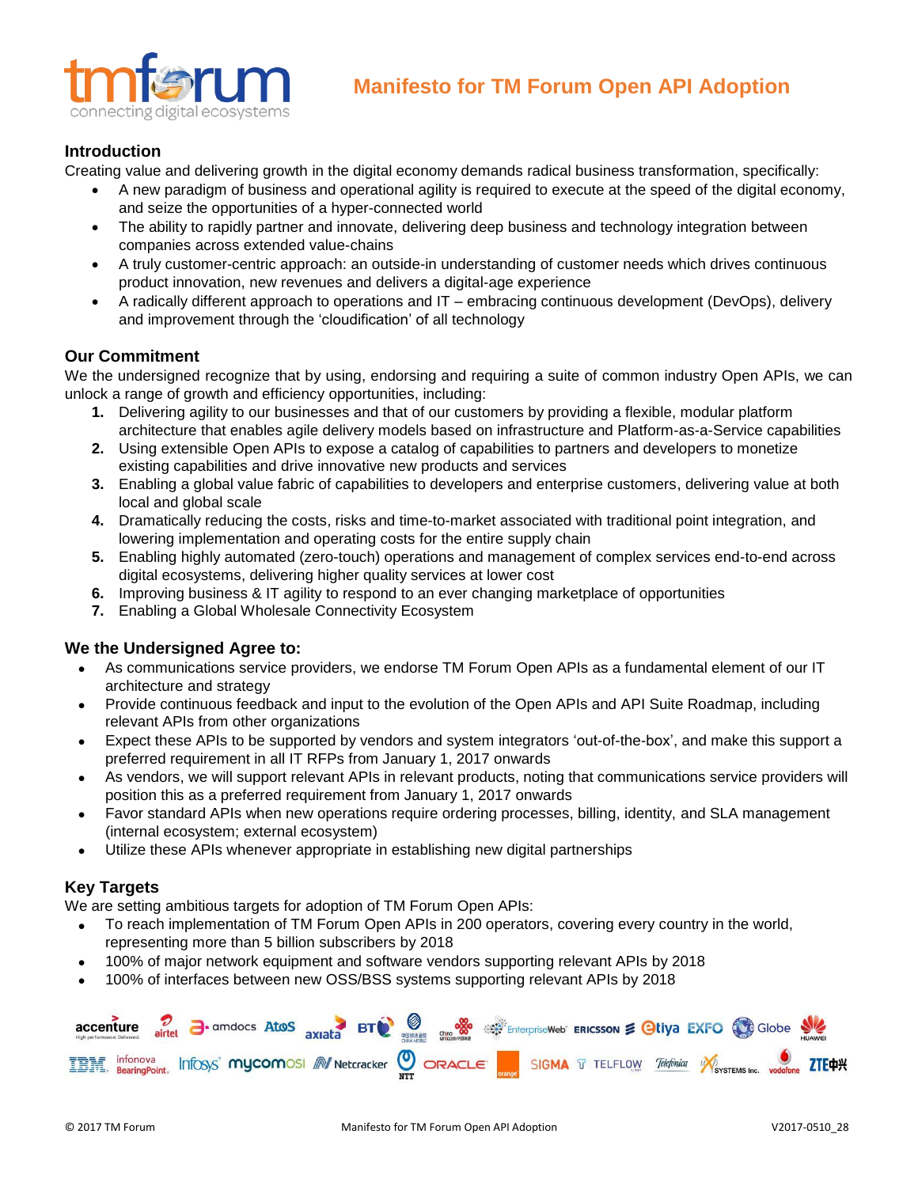# Manifesto for TM Forum Open API Adoption

## Introduction

Creating value and delivering growth in the digital economy demands radical business transformation, specifically:

- A new paradigm of business and operational agility is required to execute at the speed of the digital economy, and seize the opportunities of a hyper-connected world
- The ability to rapidly partner and innovate, delivering deep business and technology integration between companies across extended value-chains
- A truly customer-centric approach: an outside-in understanding of customer needs which drives continuous product innovation, new revenues and delivers a digital-age experience
- A radically different approach to operations and IT – embracing continuous development (DevOps), delivery and improvement through the 'cloudification' of all technology

## Our Commitment

We the undersigned recognize that by using, endorsing and requiring a suite of common industry Open APIs, we can unlock a range of growth and efficiency opportunities, including:

1. Delivering agility to our businesses and that of our customers by providing a flexible, modular platform architecture that enables agile delivery models based on infrastructure and Platform-as-a-Service capabilities
2. Using extensible Open APIs to expose a catalog of capabilities to partners and developers to monetize existing capabilities and drive innovative new products and services
3. Enabling a global value fabric of capabilities to developers and enterprise customers, delivering value at both local and global scale
4. Dramatically reducing the costs, risks and time-to-market associated with traditional point integration, and lowering implementation and operating costs for the entire supply chain
5. Enabling highly automated (zero-touch) operations and management of complex services end-to-end across digital ecosystems, delivering higher quality services at lower cost
6. Improving business & IT agility to respond to an ever changing marketplace of opportunities
7. Enabling a Global Wholesale Connectivity Ecosystem

## We the Undersigned Agree to:

- As communications service providers, we endorse TM Forum Open APIs as a fundamental element of our IT architecture and strategy
- Provide continuous feedback and input to the evolution of the Open APIs and API Suite Roadmap, including relevant APIs from other organizations
- Expect these APIs to be supported by vendors and system integrators 'out-of-the-box', and make this support a preferred requirement in all IT RFPs from January 1, 2017 onwards
- As vendors, we will support relevant APIs in relevant products, noting that communications service providers will position this as a preferred requirement from January 1, 2017 onwards
- Favor standard APIs when new operations require ordering processes, billing, identity, and SLA management (internal ecosystem; external ecosystem)
- Utilize these APIs whenever appropriate in establishing new digital partnerships

## Key Targets

We are setting ambitious targets for adoption of TM Forum Open APIs:

- To reach implementation of TM Forum Open APIs in 200 operators, covering every country in the world, representing more than 5 billion subscribers by 2018
- 100% of major network equipment and software vendors supporting relevant APIs by 2018
- 100% of interfaces between new OSS/BSS systems supporting relevant APIs by 2018

accenture, airtel, amdocs, Atos, axiata, BT, China Mobile, China Unicom, EnterpriseWeb, ERICSSON, Etiya, EXFO, Globe, HUAWEI, IBM, infonova BearingPoint, Infosys, mycomosi, Netcracker, NTT, ORACLE, orange, SIGMA, TELFLOW, Telefónica, XSYSTEMS Inc., vodafone, ZTE中兴

© 2017 TM Forum — Manifesto for TM Forum Open API Adoption — V2017-0510_28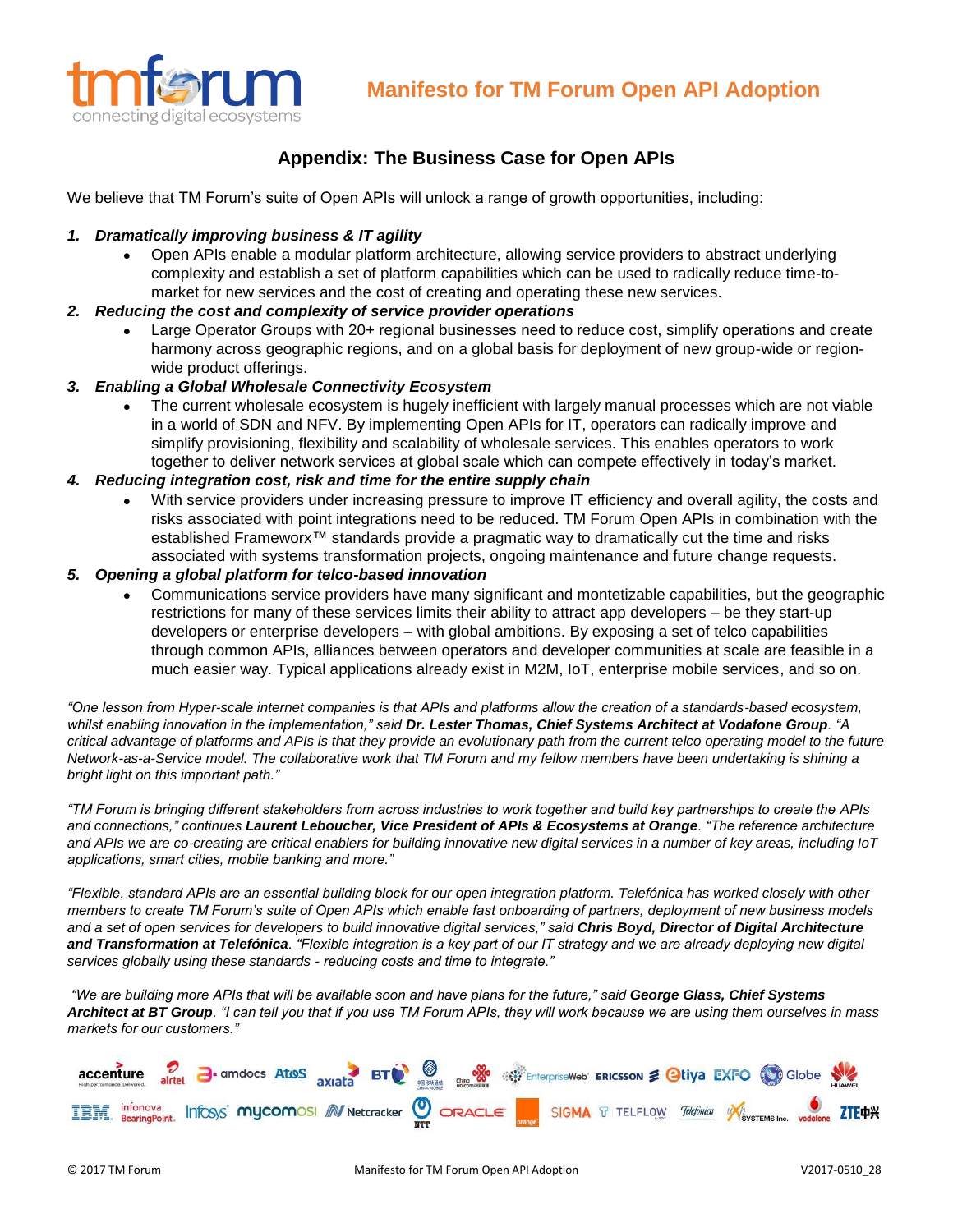## Appendix: The Business Case for Open APIs

We believe that TM Forum's suite of Open APIs will unlock a range of growth opportunities, including:

1. ***Dramatically improving business & IT agility***
   - Open APIs enable a modular platform architecture, allowing service providers to abstract underlying complexity and establish a set of platform capabilities which can be used to radically reduce time-to-market for new services and the cost of creating and operating these new services.
2. ***Reducing the cost and complexity of service provider operations***
   - Large Operator Groups with 20+ regional businesses need to reduce cost, simplify operations and create harmony across geographic regions, and on a global basis for deployment of new group-wide or region-wide product offerings.
3. ***Enabling a Global Wholesale Connectivity Ecosystem***
   - The current wholesale ecosystem is hugely inefficient with largely manual processes which are not viable in a world of SDN and NFV. By implementing Open APIs for IT, operators can radically improve and simplify provisioning, flexibility and scalability of wholesale services. This enables operators to work together to deliver network services at global scale which can compete effectively in today's market.
4. ***Reducing integration cost, risk and time for the entire supply chain***
   - With service providers under increasing pressure to improve IT efficiency and overall agility, the costs and risks associated with point integrations need to be reduced. TM Forum Open APIs in combination with the established Frameworx™ standards provide a pragmatic way to dramatically cut the time and risks associated with systems transformation projects, ongoing maintenance and future change requests.
5. ***Opening a global platform for telco-based innovation***
   - Communications service providers have many significant and montetizable capabilities, but the geographic restrictions for many of these services limits their ability to attract app developers – be they start-up developers or enterprise developers – with global ambitions. By exposing a set of telco capabilities through common APIs, alliances between operators and developer communities at scale are feasible in a much easier way. Typical applications already exist in M2M, IoT, enterprise mobile services, and so on.

*"One lesson from Hyper-scale internet companies is that APIs and platforms allow the creation of a standards-based ecosystem, whilst enabling innovation in the implementation," said* ***Dr. Lester Thomas, Chief Systems Architect at Vodafone Group****. "A critical advantage of platforms and APIs is that they provide an evolutionary path from the current telco operating model to the future Network-as-a-Service model. The collaborative work that TM Forum and my fellow members have been undertaking is shining a bright light on this important path."*

*"TM Forum is bringing different stakeholders from across industries to work together and build key partnerships to create the APIs and connections," continues* ***Laurent Leboucher, Vice President of APIs & Ecosystems at Orange****. "The reference architecture and APIs we are co-creating are critical enablers for building innovative new digital services in a number of key areas, including IoT applications, smart cities, mobile banking and more."*

*"Flexible, standard APIs are an essential building block for our open integration platform. Telefónica has worked closely with other members to create TM Forum's suite of Open APIs which enable fast onboarding of partners, deployment of new business models and a set of open services for developers to build innovative digital services," said* ***Chris Boyd, Director of Digital Architecture and Transformation at Telefónica****. "Flexible integration is a key part of our IT strategy and we are already deploying new digital services globally using these standards - reducing costs and time to integrate."*

*"We are building more APIs that will be available soon and have plans for the future," said* ***George Glass, Chief Systems Architect at BT Group****. "I can tell you that if you use TM Forum APIs, they will work because we are using them ourselves in mass markets for our customers."*

accenture, airtel, amdocs, Atos, axiata, BT, China Mobile, China Unicom, EnterpriseWeb, Ericsson, etiya, EXFO, Globe, Huawei, IBM, infonova BearingPoint, Infosys, mycomosi, Netcracker, NTT, Oracle, orange, SIGMA, TELFLOW, Telefónica, Systems Inc., vodafone, ZTE中兴